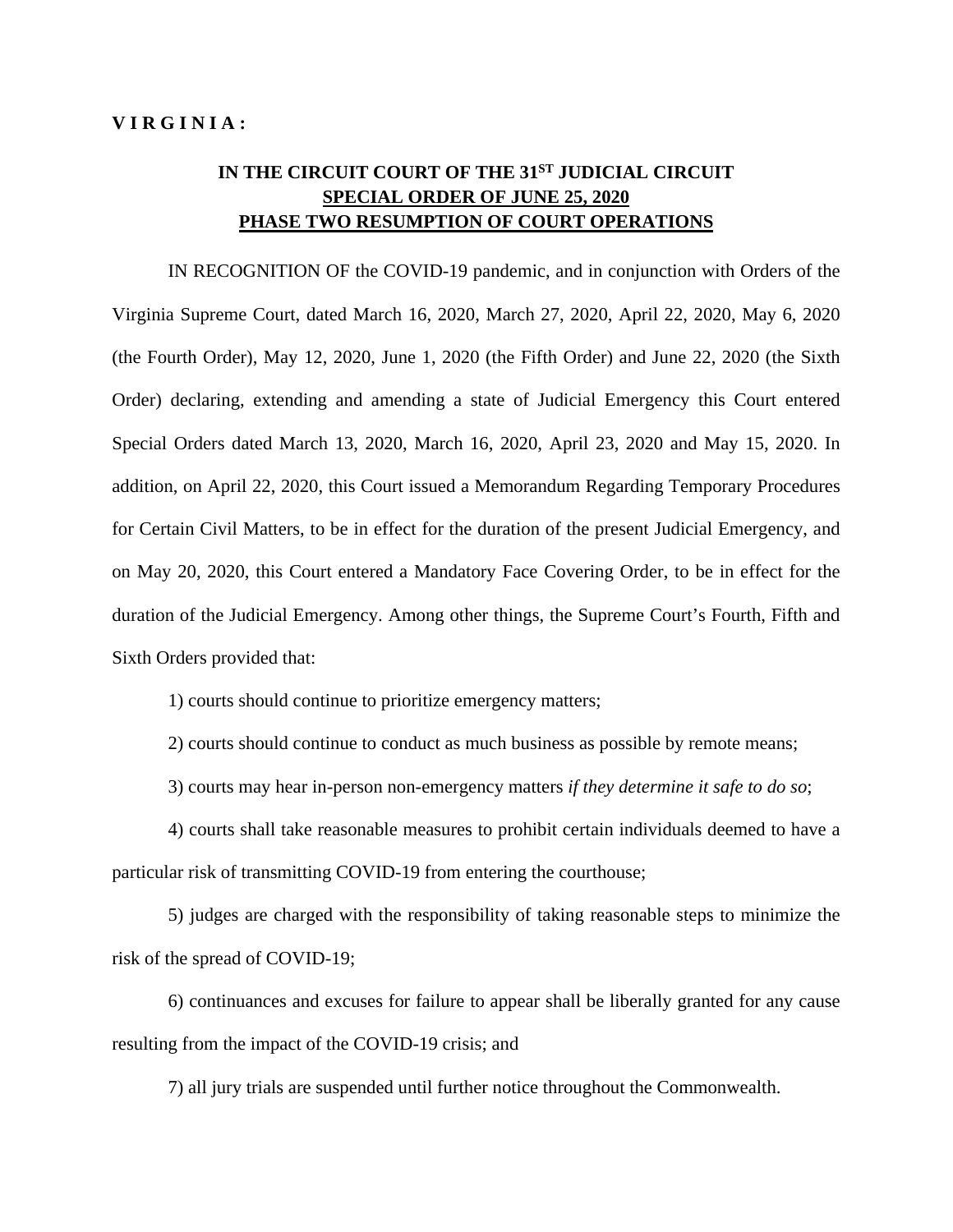**V I R G I N I A :**

**IN THE CIRCUIT COURT OF THE 31ST JUDICIAL CIRCUIT**
**SPECIAL ORDER OF JUNE 25, 2020**
**PHASE TWO RESUMPTION OF COURT OPERATIONS**

IN RECOGNITION OF the COVID-19 pandemic, and in conjunction with Orders of the Virginia Supreme Court, dated March 16, 2020, March 27, 2020, April 22, 2020, May 6, 2020 (the Fourth Order), May 12, 2020, June 1, 2020 (the Fifth Order) and June 22, 2020 (the Sixth Order) declaring, extending and amending a state of Judicial Emergency this Court entered Special Orders dated March 13, 2020, March 16, 2020, April 23, 2020 and May 15, 2020. In addition, on April 22, 2020, this Court issued a Memorandum Regarding Temporary Procedures for Certain Civil Matters, to be in effect for the duration of the present Judicial Emergency, and on May 20, 2020, this Court entered a Mandatory Face Covering Order, to be in effect for the duration of the Judicial Emergency. Among other things, the Supreme Court's Fourth, Fifth and Sixth Orders provided that:

1) courts should continue to prioritize emergency matters;

2) courts should continue to conduct as much business as possible by remote means;

3) courts may hear in-person non-emergency matters *if they determine it safe to do so*;

4) courts shall take reasonable measures to prohibit certain individuals deemed to have a particular risk of transmitting COVID-19 from entering the courthouse;

5) judges are charged with the responsibility of taking reasonable steps to minimize the risk of the spread of COVID-19;

6) continuances and excuses for failure to appear shall be liberally granted for any cause resulting from the impact of the COVID-19 crisis; and

7) all jury trials are suspended until further notice throughout the Commonwealth.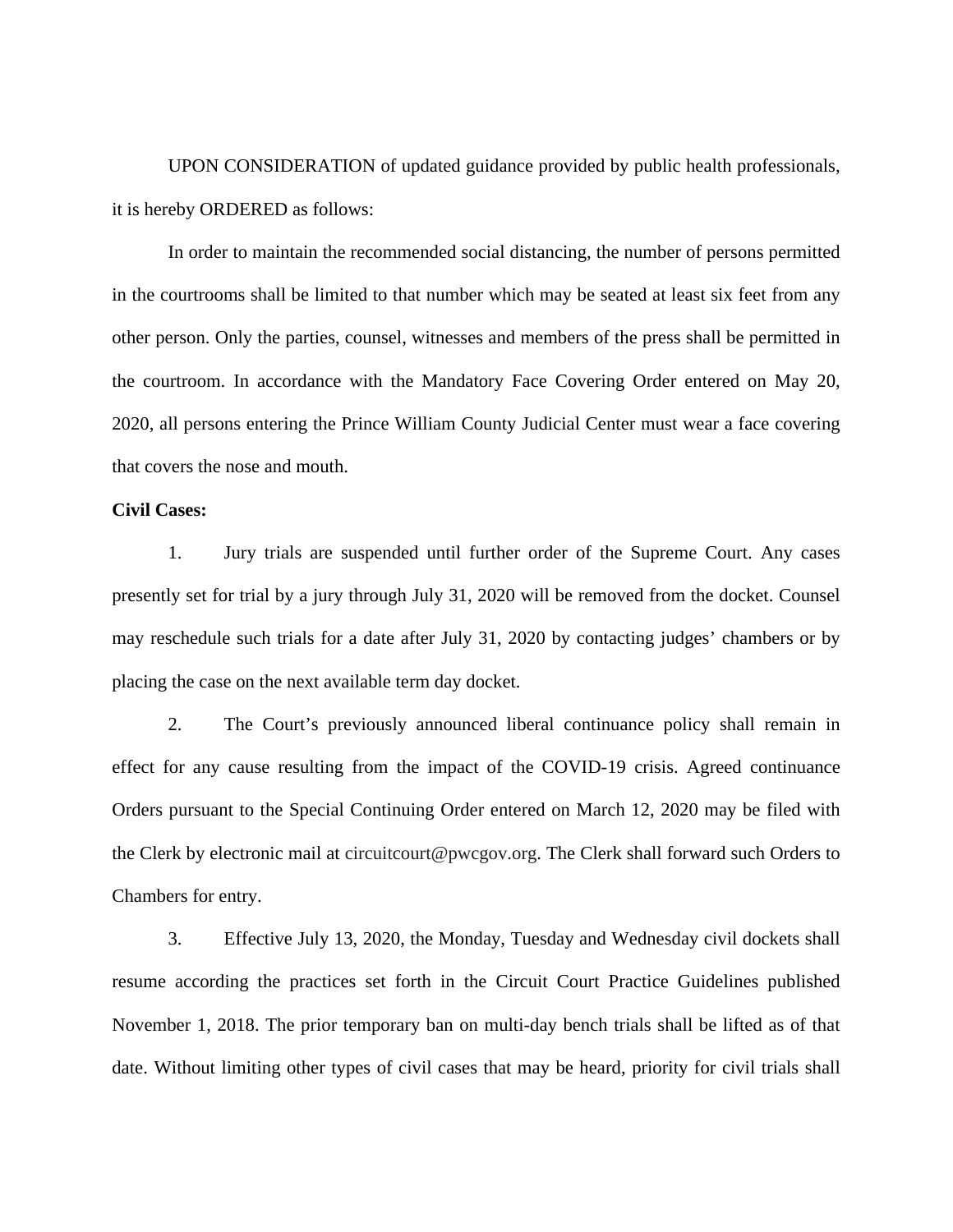UPON CONSIDERATION of updated guidance provided by public health professionals, it is hereby ORDERED as follows:

In order to maintain the recommended social distancing, the number of persons permitted in the courtrooms shall be limited to that number which may be seated at least six feet from any other person. Only the parties, counsel, witnesses and members of the press shall be permitted in the courtroom. In accordance with the Mandatory Face Covering Order entered on May 20, 2020, all persons entering the Prince William County Judicial Center must wear a face covering that covers the nose and mouth.

**Civil Cases:**

1. Jury trials are suspended until further order of the Supreme Court. Any cases presently set for trial by a jury through July 31, 2020 will be removed from the docket. Counsel may reschedule such trials for a date after July 31, 2020 by contacting judges' chambers or by placing the case on the next available term day docket.

2. The Court's previously announced liberal continuance policy shall remain in effect for any cause resulting from the impact of the COVID-19 crisis. Agreed continuance Orders pursuant to the Special Continuing Order entered on March 12, 2020 may be filed with the Clerk by electronic mail at circuitcourt@pwcgov.org. The Clerk shall forward such Orders to Chambers for entry.

3. Effective July 13, 2020, the Monday, Tuesday and Wednesday civil dockets shall resume according the practices set forth in the Circuit Court Practice Guidelines published November 1, 2018. The prior temporary ban on multi-day bench trials shall be lifted as of that date. Without limiting other types of civil cases that may be heard, priority for civil trials shall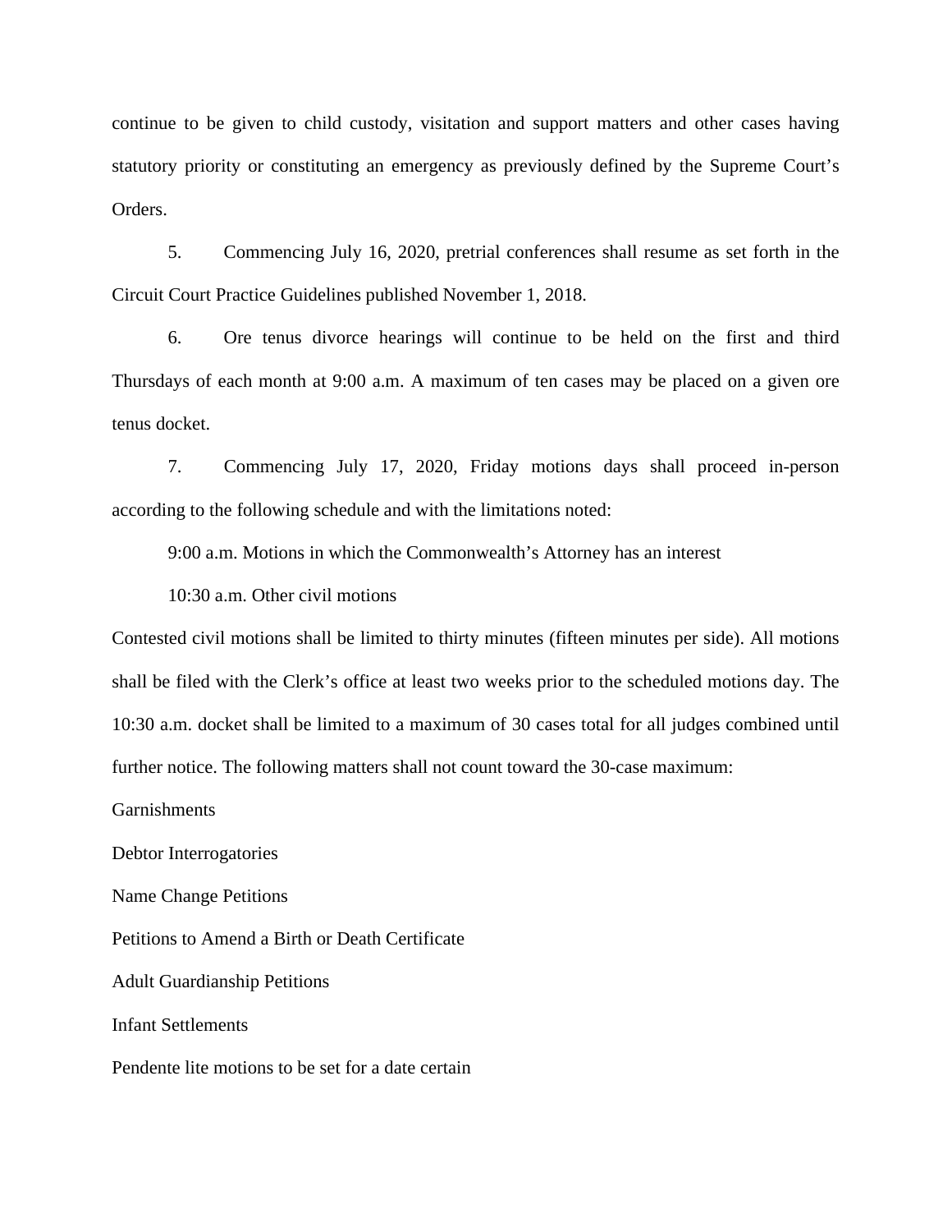continue to be given to child custody, visitation and support matters and other cases having statutory priority or constituting an emergency as previously defined by the Supreme Court's Orders.

5. Commencing July 16, 2020, pretrial conferences shall resume as set forth in the Circuit Court Practice Guidelines published November 1, 2018.

6. Ore tenus divorce hearings will continue to be held on the first and third Thursdays of each month at 9:00 a.m. A maximum of ten cases may be placed on a given ore tenus docket.

7. Commencing July 17, 2020, Friday motions days shall proceed in-person according to the following schedule and with the limitations noted:

9:00 a.m. Motions in which the Commonwealth's Attorney has an interest

10:30 a.m. Other civil motions

Contested civil motions shall be limited to thirty minutes (fifteen minutes per side). All motions shall be filed with the Clerk's office at least two weeks prior to the scheduled motions day. The 10:30 a.m. docket shall be limited to a maximum of 30 cases total for all judges combined until further notice. The following matters shall not count toward the 30-case maximum:

Garnishments

Debtor Interrogatories

Name Change Petitions

Petitions to Amend a Birth or Death Certificate

Adult Guardianship Petitions

Infant Settlements

Pendente lite motions to be set for a date certain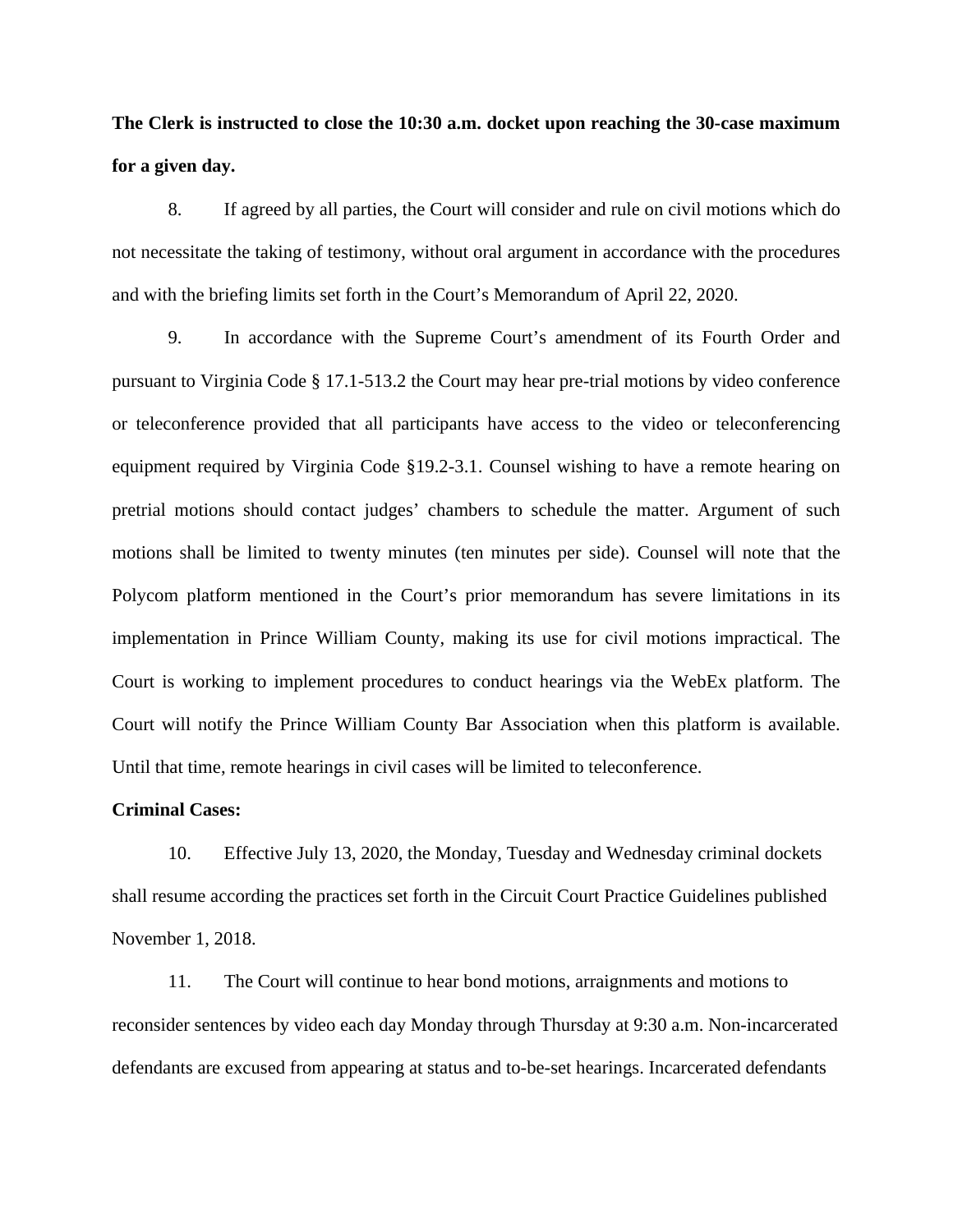**The Clerk is instructed to close the 10:30 a.m. docket upon reaching the 30-case maximum for a given day.**

8. If agreed by all parties, the Court will consider and rule on civil motions which do not necessitate the taking of testimony, without oral argument in accordance with the procedures and with the briefing limits set forth in the Court's Memorandum of April 22, 2020.

9. In accordance with the Supreme Court's amendment of its Fourth Order and pursuant to Virginia Code § 17.1-513.2 the Court may hear pre-trial motions by video conference or teleconference provided that all participants have access to the video or teleconferencing equipment required by Virginia Code §19.2-3.1. Counsel wishing to have a remote hearing on pretrial motions should contact judges' chambers to schedule the matter. Argument of such motions shall be limited to twenty minutes (ten minutes per side). Counsel will note that the Polycom platform mentioned in the Court's prior memorandum has severe limitations in its implementation in Prince William County, making its use for civil motions impractical. The Court is working to implement procedures to conduct hearings via the WebEx platform. The Court will notify the Prince William County Bar Association when this platform is available. Until that time, remote hearings in civil cases will be limited to teleconference.

**Criminal Cases:**

10. Effective July 13, 2020, the Monday, Tuesday and Wednesday criminal dockets shall resume according the practices set forth in the Circuit Court Practice Guidelines published November 1, 2018.

11. The Court will continue to hear bond motions, arraignments and motions to reconsider sentences by video each day Monday through Thursday at 9:30 a.m. Non-incarcerated defendants are excused from appearing at status and to-be-set hearings. Incarcerated defendants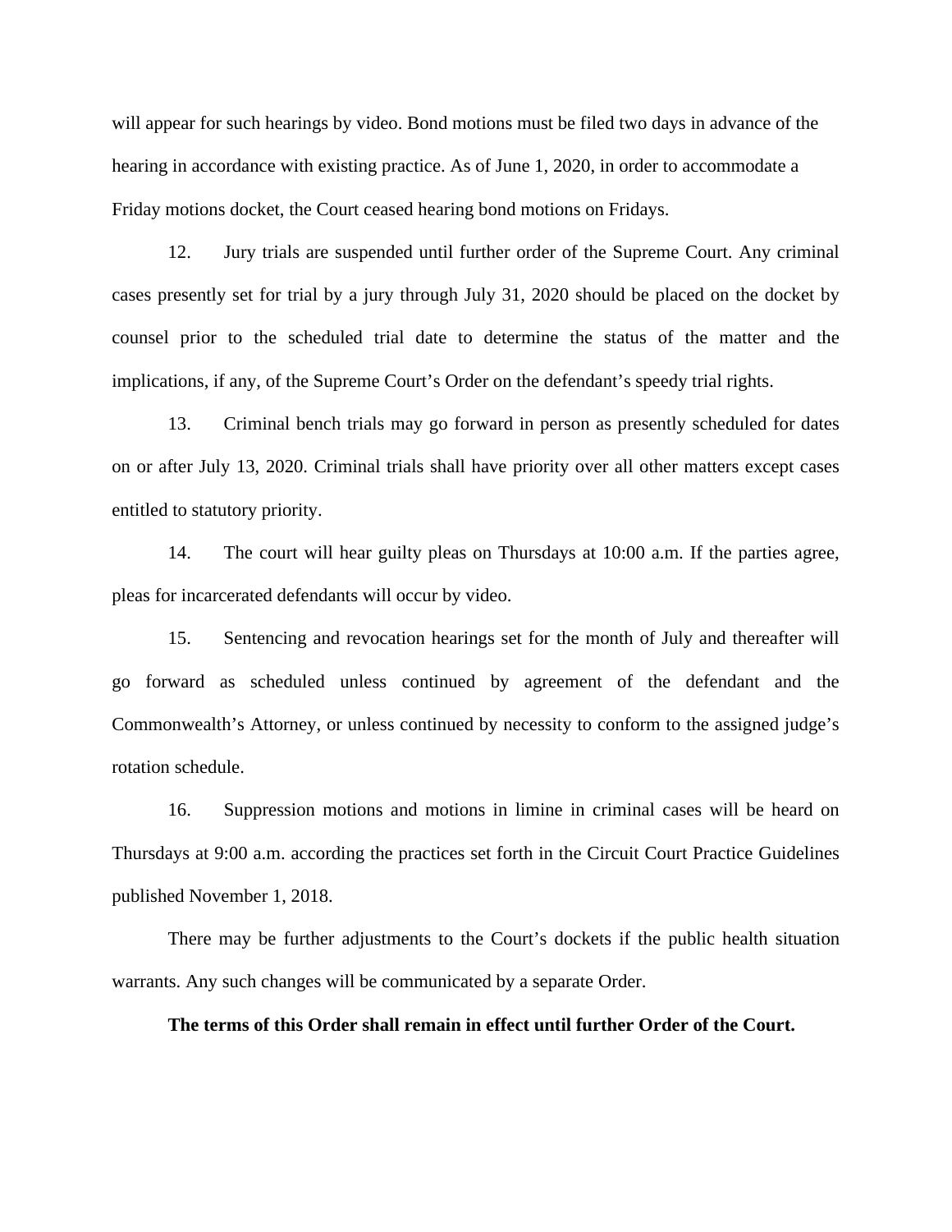will appear for such hearings by video. Bond motions must be filed two days in advance of the hearing in accordance with existing practice. As of June 1, 2020, in order to accommodate a Friday motions docket, the Court ceased hearing bond motions on Fridays.

12. Jury trials are suspended until further order of the Supreme Court. Any criminal cases presently set for trial by a jury through July 31, 2020 should be placed on the docket by counsel prior to the scheduled trial date to determine the status of the matter and the implications, if any, of the Supreme Court's Order on the defendant's speedy trial rights.

13. Criminal bench trials may go forward in person as presently scheduled for dates on or after July 13, 2020. Criminal trials shall have priority over all other matters except cases entitled to statutory priority.

14. The court will hear guilty pleas on Thursdays at 10:00 a.m. If the parties agree, pleas for incarcerated defendants will occur by video.

15. Sentencing and revocation hearings set for the month of July and thereafter will go forward as scheduled unless continued by agreement of the defendant and the Commonwealth's Attorney, or unless continued by necessity to conform to the assigned judge's rotation schedule.

16. Suppression motions and motions in limine in criminal cases will be heard on Thursdays at 9:00 a.m. according the practices set forth in the Circuit Court Practice Guidelines published November 1, 2018.

There may be further adjustments to the Court's dockets if the public health situation warrants. Any such changes will be communicated by a separate Order.

**The terms of this Order shall remain in effect until further Order of the Court.**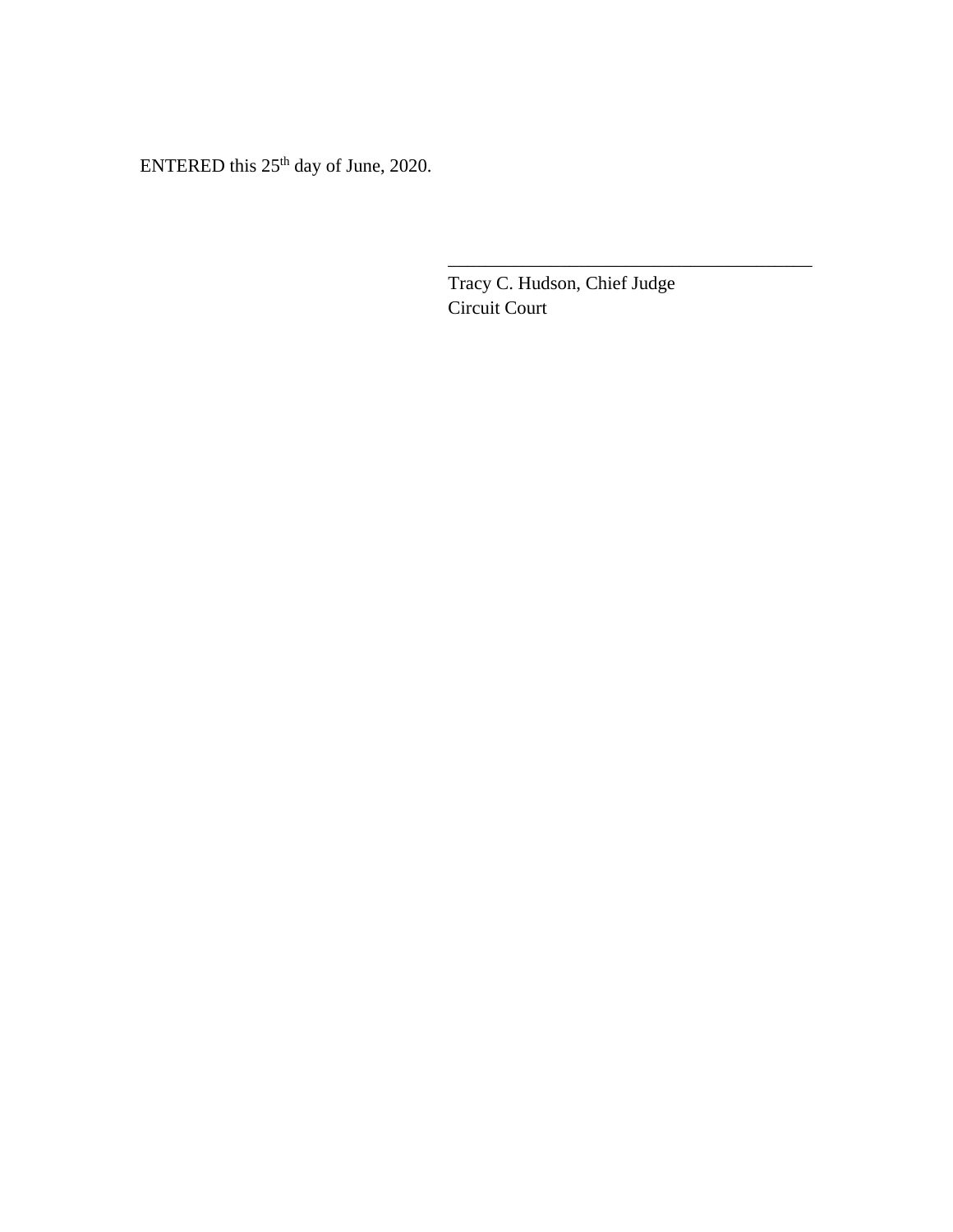ENTERED this 25th day of June, 2020.

\_\_\_\_\_\_\_\_\_\_\_\_\_\_\_\_\_\_\_\_\_\_\_\_\_\_\_\_\_\_\_\_\_\_\_\_\_\_\_\_

Tracy C. Hudson, Chief Judge
Circuit Court